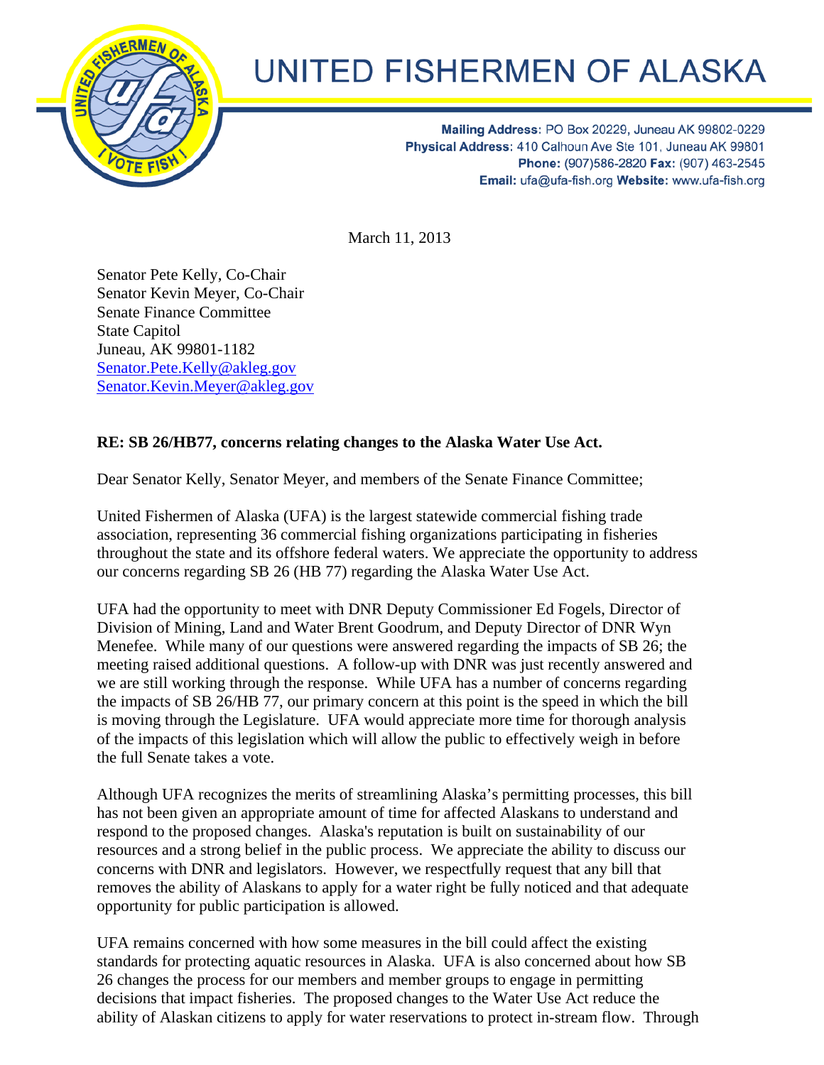# UNITED FISHERMEN OF ALASKA

**Mailing Address:** PO Box 20229, Juneau AK 99802-0229
**Physical Address:** 410 Calhoun Ave Ste 101, Juneau AK 99801
**Phone:** (907)586-2820 **Fax:** (907) 463-2545
**Email:** ufa@ufa-fish.org **Website:** www.ufa-fish.org

March 11, 2013

Senator Pete Kelly, Co-Chair
Senator Kevin Meyer, Co-Chair
Senate Finance Committee
State Capitol
Juneau, AK 99801-1182
Senator.Pete.Kelly@akleg.gov
Senator.Kevin.Meyer@akleg.gov

**RE: SB 26/HB77, concerns relating changes to the Alaska Water Use Act.**

Dear Senator Kelly, Senator Meyer, and members of the Senate Finance Committee;

United Fishermen of Alaska (UFA) is the largest statewide commercial fishing trade association, representing 36 commercial fishing organizations participating in fisheries throughout the state and its offshore federal waters. We appreciate the opportunity to address our concerns regarding SB 26 (HB 77) regarding the Alaska Water Use Act.

UFA had the opportunity to meet with DNR Deputy Commissioner Ed Fogels, Director of Division of Mining, Land and Water Brent Goodrum, and Deputy Director of DNR Wyn Menefee. While many of our questions were answered regarding the impacts of SB 26; the meeting raised additional questions. A follow-up with DNR was just recently answered and we are still working through the response. While UFA has a number of concerns regarding the impacts of SB 26/HB 77, our primary concern at this point is the speed in which the bill is moving through the Legislature. UFA would appreciate more time for thorough analysis of the impacts of this legislation which will allow the public to effectively weigh in before the full Senate takes a vote.

Although UFA recognizes the merits of streamlining Alaska's permitting processes, this bill has not been given an appropriate amount of time for affected Alaskans to understand and respond to the proposed changes. Alaska's reputation is built on sustainability of our resources and a strong belief in the public process. We appreciate the ability to discuss our concerns with DNR and legislators. However, we respectfully request that any bill that removes the ability of Alaskans to apply for a water right be fully noticed and that adequate opportunity for public participation is allowed.

UFA remains concerned with how some measures in the bill could affect the existing standards for protecting aquatic resources in Alaska. UFA is also concerned about how SB 26 changes the process for our members and member groups to engage in permitting decisions that impact fisheries. The proposed changes to the Water Use Act reduce the ability of Alaskan citizens to apply for water reservations to protect in-stream flow. Through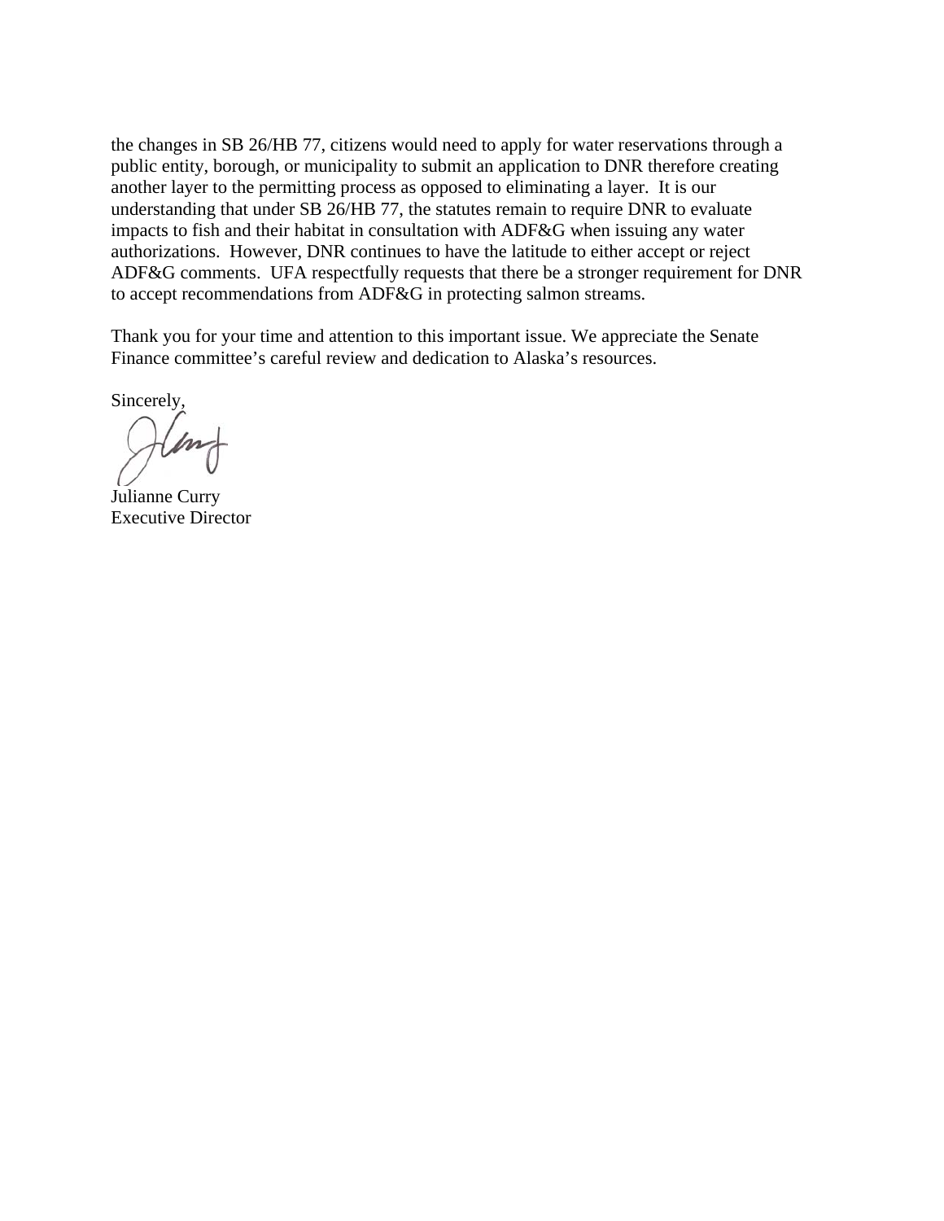the changes in SB 26/HB 77, citizens would need to apply for water reservations through a public entity, borough, or municipality to submit an application to DNR therefore creating another layer to the permitting process as opposed to eliminating a layer. It is our understanding that under SB 26/HB 77, the statutes remain to require DNR to evaluate impacts to fish and their habitat in consultation with ADF&G when issuing any water authorizations. However, DNR continues to have the latitude to either accept or reject ADF&G comments. UFA respectfully requests that there be a stronger requirement for DNR to accept recommendations from ADF&G in protecting salmon streams.

Thank you for your time and attention to this important issue. We appreciate the Senate Finance committee's careful review and dedication to Alaska's resources.

Sincerely,

Julianne Curry
Executive Director